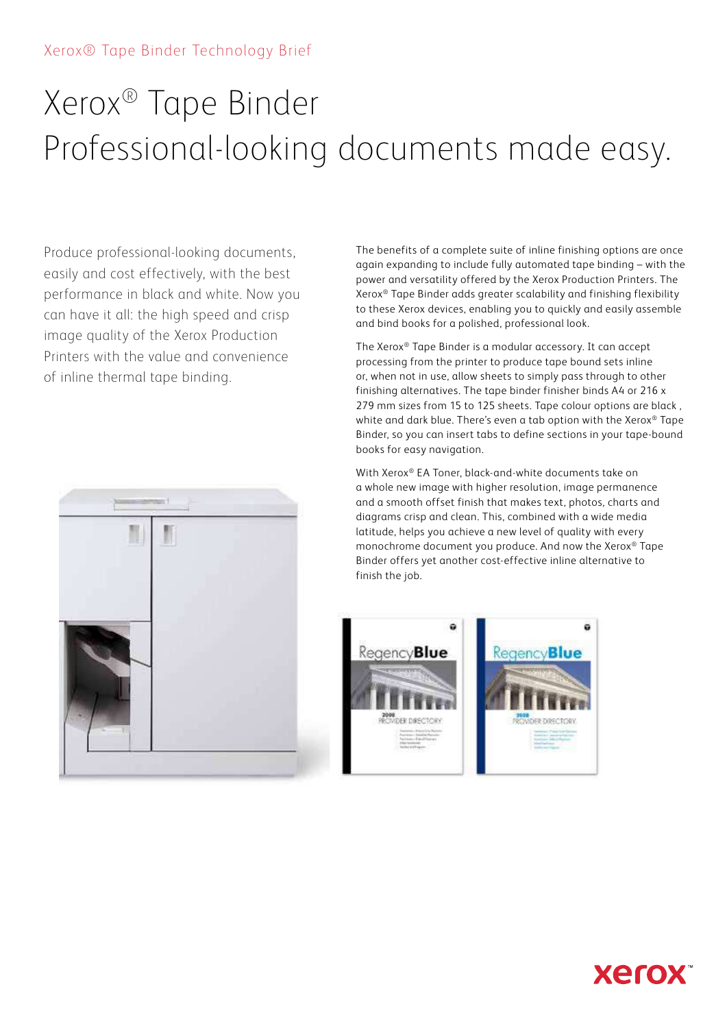Xerox® Tape Binder Technology Brief

# Xerox® Tape Binder
## Professional-looking documents made easy.

Produce professional-looking documents, easily and cost effectively, with the best performance in black and white. Now you can have it all: the high speed and crisp image quality of the Xerox Production Printers with the value and convenience of inline thermal tape binding.

The benefits of a complete suite of inline finishing options are once again expanding to include fully automated tape binding – with the power and versatility offered by the Xerox Production Printers. The Xerox® Tape Binder adds greater scalability and finishing flexibility to these Xerox devices, enabling you to quickly and easily assemble and bind books for a polished, professional look.

The Xerox® Tape Binder is a modular accessory. It can accept processing from the printer to produce tape bound sets inline or, when not in use, allow sheets to simply pass through to other finishing alternatives. The tape binder finisher binds A4 or 216 x 279 mm sizes from 15 to 125 sheets. Tape colour options are black , white and dark blue. There's even a tab option with the Xerox® Tape Binder, so you can insert tabs to define sections in your tape-bound books for easy navigation.

With Xerox® EA Toner, black-and-white documents take on a whole new image with higher resolution, image permanence and a smooth offset finish that makes text, photos, charts and diagrams crisp and clean. This, combined with a wide media latitude, helps you achieve a new level of quality with every monochrome document you produce. And now the Xerox® Tape Binder offers yet another cost-effective inline alternative to finish the job.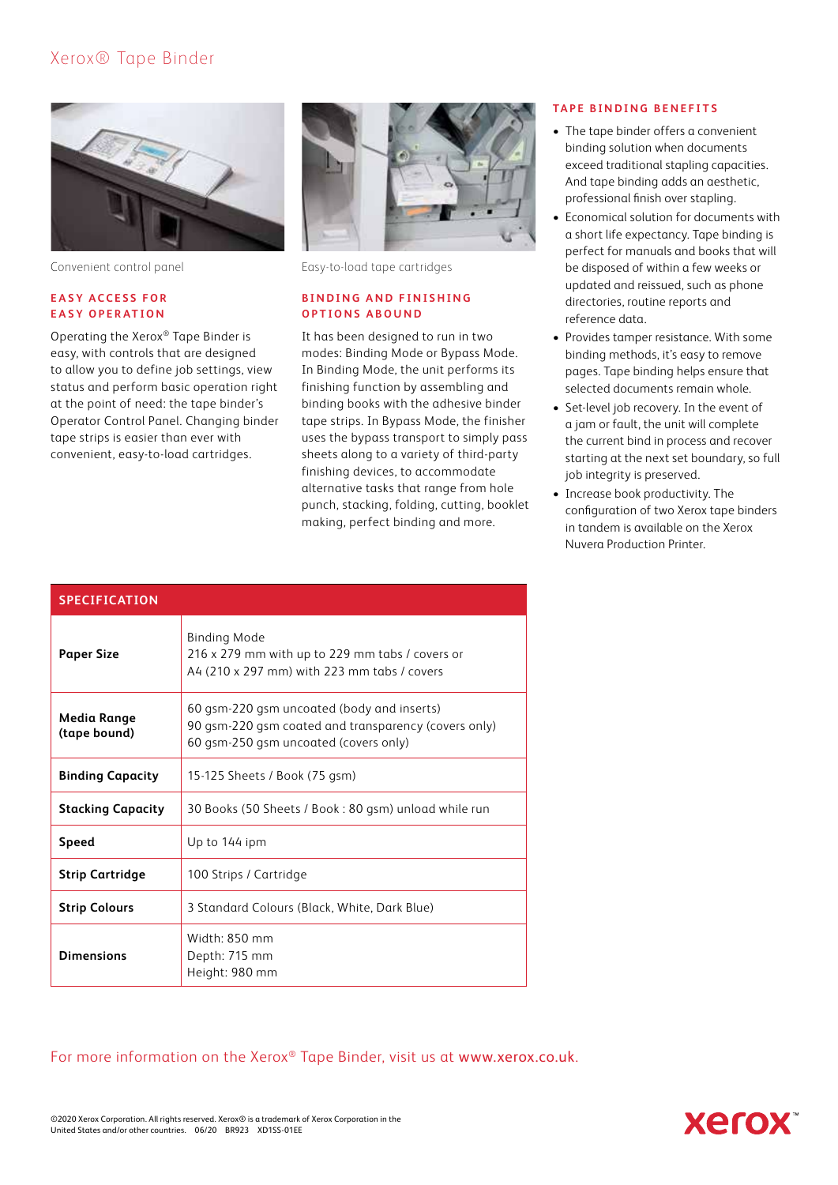# Xerox® Tape Binder

Convenient control panel

Easy-to-load tape cartridges

### EASY ACCESS FOR EASY OPERATION

Operating the Xerox® Tape Binder is easy, with controls that are designed to allow you to define job settings, view status and perform basic operation right at the point of need: the tape binder's Operator Control Panel. Changing binder tape strips is easier than ever with convenient, easy-to-load cartridges.

### BINDING AND FINISHING OPTIONS ABOUND

It has been designed to run in two modes: Binding Mode or Bypass Mode. In Binding Mode, the unit performs its finishing function by assembling and binding books with the adhesive binder tape strips. In Bypass Mode, the finisher uses the bypass transport to simply pass sheets along to a variety of third-party finishing devices, to accommodate alternative tasks that range from hole punch, stacking, folding, cutting, booklet making, perfect binding and more.

### TAPE BINDING BENEFITS

- The tape binder offers a convenient binding solution when documents exceed traditional stapling capacities. And tape binding adds an aesthetic, professional finish over stapling.
- Economical solution for documents with a short life expectancy. Tape binding is perfect for manuals and books that will be disposed of within a few weeks or updated and reissued, such as phone directories, routine reports and reference data.
- Provides tamper resistance. With some binding methods, it's easy to remove pages. Tape binding helps ensure that selected documents remain whole.
- Set-level job recovery. In the event of a jam or fault, the unit will complete the current bind in process and recover starting at the next set boundary, so full job integrity is preserved.
- Increase book productivity. The configuration of two Xerox tape binders in tandem is available on the Xerox Nuvera Production Printer.

| SPECIFICATION | |
|---|---|
| **Paper Size** | Binding Mode<br>216 x 279 mm with up to 229 mm tabs / covers or<br>A4 (210 x 297 mm) with 223 mm tabs / covers |
| **Media Range (tape bound)** | 60 gsm-220 gsm uncoated (body and inserts)<br>90 gsm-220 gsm coated and transparency (covers only)<br>60 gsm-250 gsm uncoated (covers only) |
| **Binding Capacity** | 15-125 Sheets / Book (75 gsm) |
| **Stacking Capacity** | 30 Books (50 Sheets / Book : 80 gsm) unload while run |
| **Speed** | Up to 144 ipm |
| **Strip Cartridge** | 100 Strips / Cartridge |
| **Strip Colours** | 3 Standard Colours (Black, White, Dark Blue) |
| **Dimensions** | Width: 850 mm<br>Depth: 715 mm<br>Height: 980 mm |

For more information on the Xerox® Tape Binder, visit us at www.xerox.co.uk.

©2020 Xerox Corporation. All rights reserved. Xerox® is a trademark of Xerox Corporation in the United States and/or other countries. 06/20 BR923 XD1SS-01EE